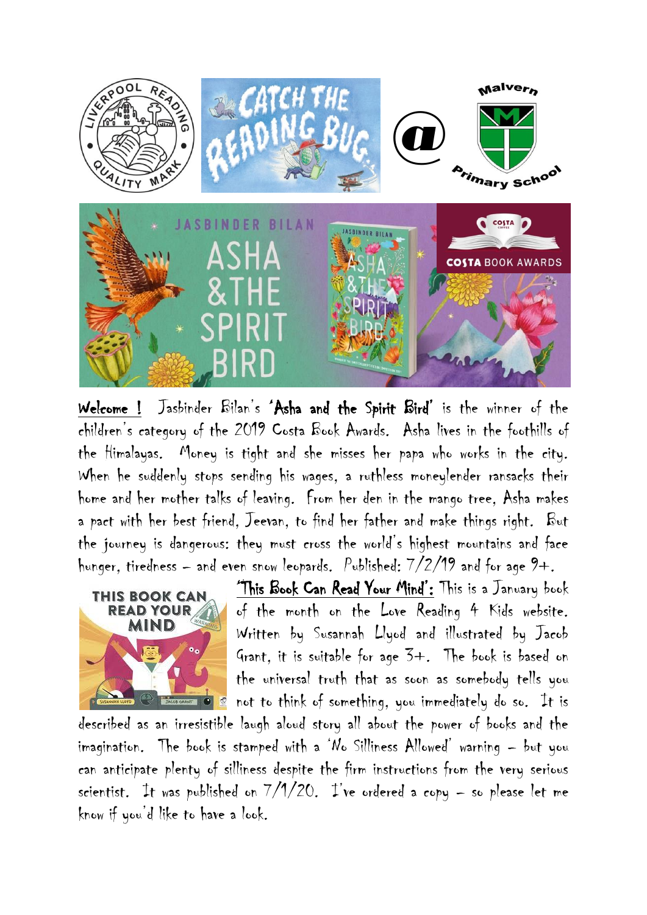**Welcome !** Jasbinder Bilan's **'Asha and the Spirit Bird'** is the winner of the children's category of the 2019 Costa Book Awards. Asha lives in the foothills of the Himalayas. Money is tight and she misses her papa who works in the city. When he suddenly stops sending his wages, a ruthless moneylender ransacks their home and her mother talks of leaving. From her den in the mango tree, Asha makes a pact with her best friend, Jeevan, to find her father and make things right. But the journey is dangerous: they must cross the world's highest mountains and face hunger, tiredness – and even snow leopards. Published: 7/2/19 and for age 9+.

**'This Book Can Read Your Mind':** This is a January book of the month on the Love Reading 4 Kids website. Written by Susannah Llyod and illustrated by Jacob Grant, it is suitable for age 3+. The book is based on the universal truth that as soon as somebody tells you not to think of something, you immediately do so. It is described as an irresistible laugh aloud story all about the power of books and the imagination. The book is stamped with a 'No Silliness Allowed' warning – but you can anticipate plenty of silliness despite the firm instructions from the very serious scientist. It was published on 7/1/20. I've ordered a copy – so please let me know if you'd like to have a look.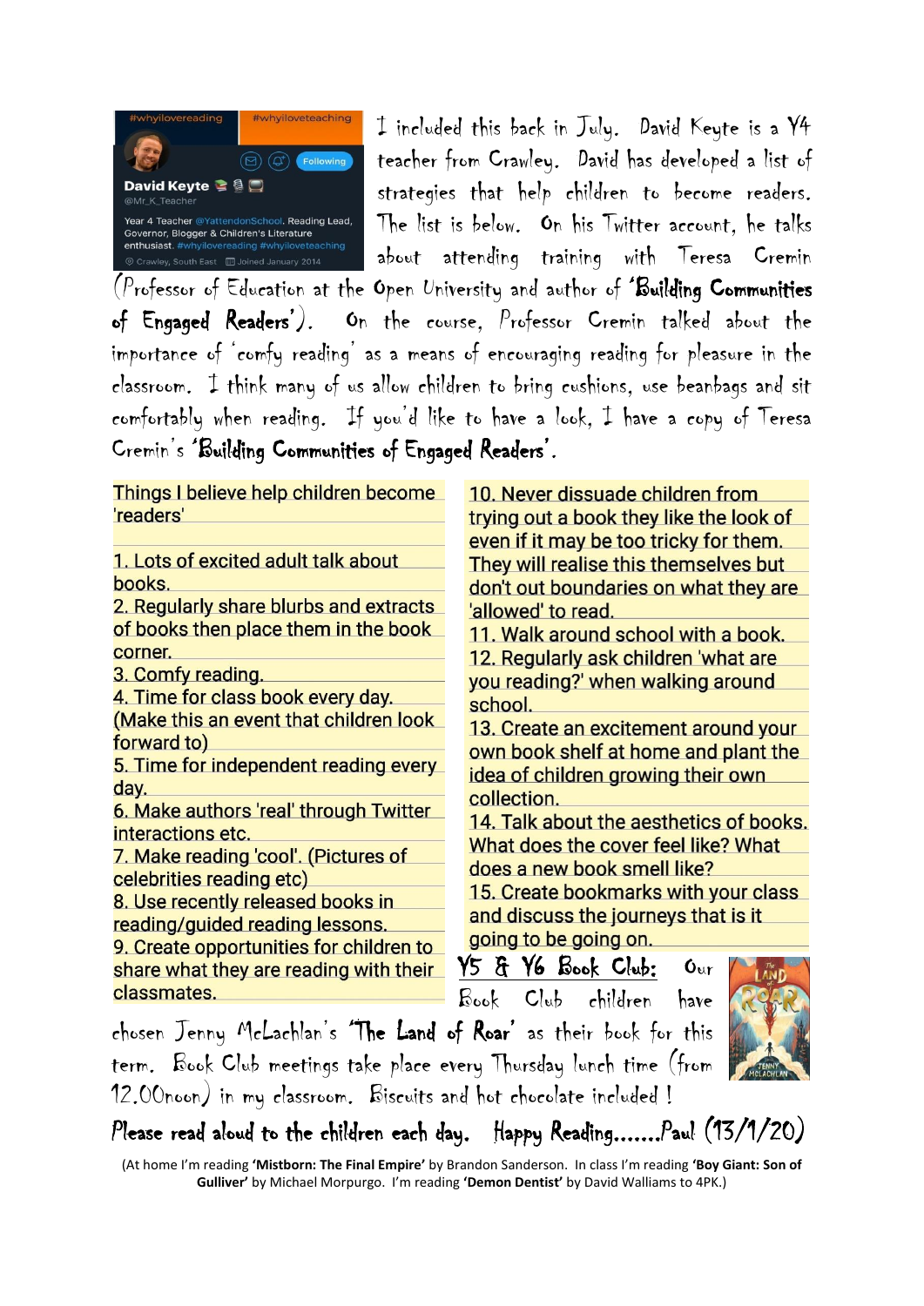I included this back in July. David Keyte is a Y4 teacher from Crawley. David has developed a list of strategies that help children to become readers. The list is below. On his Twitter account, he talks about attending training with Teresa Cremin (Professor of Education at the Open University and author of **'Building Communities of Engaged Readers'**). On the course, Professor Cremin talked about the importance of 'comfy reading' as a means of encouraging reading for pleasure in the classroom. I think many of us allow children to bring cushions, use beanbags and sit comfortably when reading. If you'd like to have a look, I have a copy of Teresa Cremin's **'Building Communities of Engaged Readers'**.

Things I believe help children become 'readers'

1. Lots of excited adult talk about books.
2. Regularly share blurbs and extracts of books then place them in the book corner.
3. Comfy reading.
4. Time for class book every day. (Make this an event that children look forward to)
5. Time for independent reading every day.
6. Make authors 'real' through Twitter interactions etc.
7. Make reading 'cool'. (Pictures of celebrities reading etc)
8. Use recently released books in reading/guided reading lessons.
9. Create opportunities for children to share what they are reading with their classmates.
10. Never dissuade children from trying out a book they like the look of even if it may be too tricky for them. They will realise this themselves but don't out boundaries on what they are 'allowed' to read.
11. Walk around school with a book.
12. Regularly ask children 'what are you reading?' when walking around school.
13. Create an excitement around your own book shelf at home and plant the idea of children growing their own collection.
14. Talk about the aesthetics of books. What does the cover feel like? What does a new book smell like?
15. Create bookmarks with your class and discuss the journeys that is it going to be going on.

**Y5 & Y6 Book Club:** Our Book Club children have chosen Jenny McLachlan's **'The Land of Roar'** as their book for this term. Book Club meetings take place every Thursday lunch time (from 12.00noon) in my classroom. Biscuits and hot chocolate included!

**Please read aloud to the children each day. Happy Reading.......Paul (13/1/20)**

(At home I'm reading **'Mistborn: The Final Empire'** by Brandon Sanderson. In class I'm reading **'Boy Giant: Son of Gulliver'** by Michael Morpurgo. I'm reading **'Demon Dentist'** by David Walliams to 4PK.)